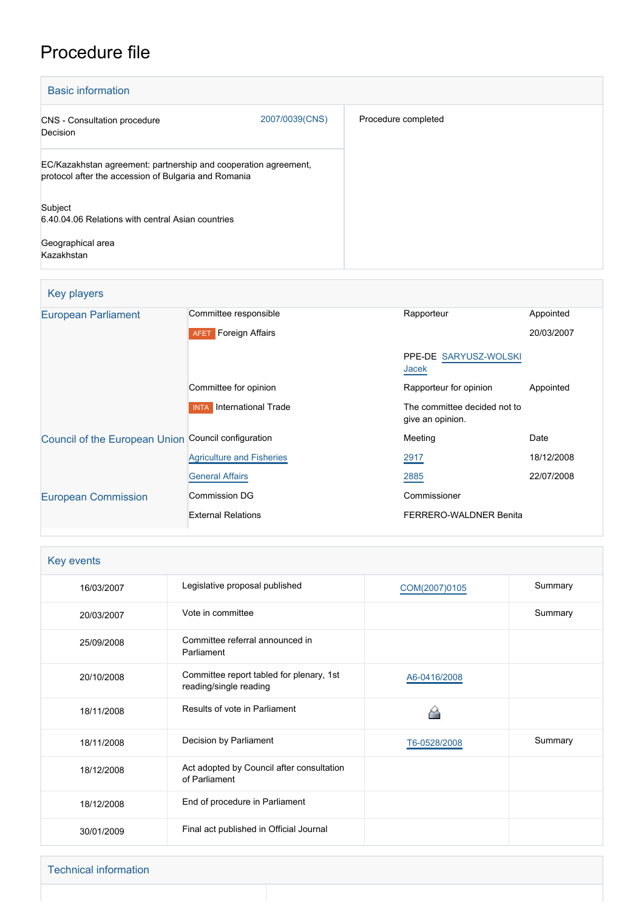# Procedure file

## Basic information

| | | |
|---|---|---|
| CNS - Consultation procedure<br>Decision | 2007/0039(CNS) | Procedure completed |
| EC/Kazakhstan agreement: partnership and cooperation agreement, protocol after the accession of Bulgaria and Romania<br><br>Subject<br>6.40.04.06 Relations with central Asian countries<br><br>Geographical area<br>Kazakhstan | | |

## Key players

| | | | |
|---|---|---|---|
| European Parliament | Committee responsible | Rapporteur | Appointed |
| | AFET Foreign Affairs | | 20/03/2007 |
| | | PPE-DE SARYUSZ-WOLSKI Jacek | |
| | Committee for opinion | Rapporteur for opinion | Appointed |
| | INTA International Trade | The committee decided not to give an opinion. | |
| Council of the European Union | Council configuration | Meeting | Date |
| | Agriculture and Fisheries | 2917 | 18/12/2008 |
| | General Affairs | 2885 | 22/07/2008 |
| European Commission | Commission DG | Commissioner | |
| | External Relations | FERRERO-WALDNER Benita | |

## Key events

| | | | |
|---|---|---|---|
| 16/03/2007 | Legislative proposal published | COM(2007)0105 | Summary |
| 20/03/2007 | Vote in committee | | Summary |
| 25/09/2008 | Committee referral announced in Parliament | | |
| 20/10/2008 | Committee report tabled for plenary, 1st reading/single reading | A6-0416/2008 | |
| 18/11/2008 | Results of vote in Parliament | | |
| 18/11/2008 | Decision by Parliament | T6-0528/2008 | Summary |
| 18/12/2008 | Act adopted by Council after consultation of Parliament | | |
| 18/12/2008 | End of procedure in Parliament | | |
| 30/01/2009 | Final act published in Official Journal | | |

## Technical information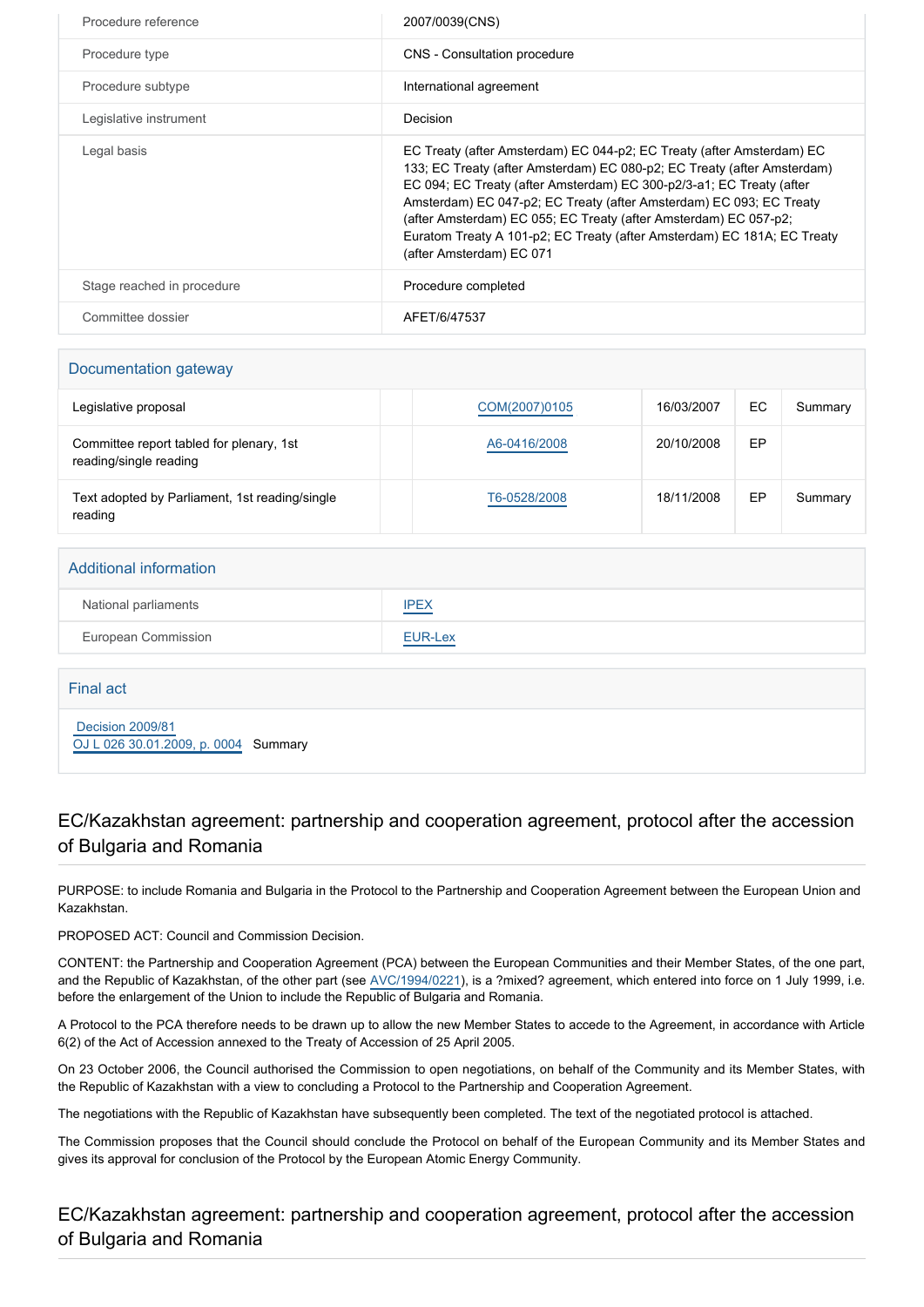| | |
|---|---|
| Procedure reference | 2007/0039(CNS) |
| Procedure type | CNS - Consultation procedure |
| Procedure subtype | International agreement |
| Legislative instrument | Decision |
| Legal basis | EC Treaty (after Amsterdam) EC 044-p2; EC Treaty (after Amsterdam) EC 133; EC Treaty (after Amsterdam) EC 080-p2; EC Treaty (after Amsterdam) EC 094; EC Treaty (after Amsterdam) EC 300-p2/3-a1; EC Treaty (after Amsterdam) EC 047-p2; EC Treaty (after Amsterdam) EC 093; EC Treaty (after Amsterdam) EC 055; EC Treaty (after Amsterdam) EC 057-p2; Euratom Treaty A 101-p2; EC Treaty (after Amsterdam) EC 181A; EC Treaty (after Amsterdam) EC 071 |
| Stage reached in procedure | Procedure completed |
| Committee dossier | AFET/6/47537 |

## Documentation gateway

| | | | | | |
|---|---|---|---|---|---|
| Legislative proposal | | COM(2007)0105 | 16/03/2007 | EC | Summary |
| Committee report tabled for plenary, 1st reading/single reading | | A6-0416/2008 | 20/10/2008 | EP | |
| Text adopted by Parliament, 1st reading/single reading | | T6-0528/2008 | 18/11/2008 | EP | Summary |

## Additional information

| | |
|---|---|
| National parliaments | IPEX |
| European Commission | EUR-Lex |

## Final act

Decision 2009/81
OJ L 026 30.01.2009, p. 0004 Summary

## EC/Kazakhstan agreement: partnership and cooperation agreement, protocol after the accession of Bulgaria and Romania

PURPOSE: to include Romania and Bulgaria in the Protocol to the Partnership and Cooperation Agreement between the European Union and Kazakhstan.

PROPOSED ACT: Council and Commission Decision.

CONTENT: the Partnership and Cooperation Agreement (PCA) between the European Communities and their Member States, of the one part, and the Republic of Kazakhstan, of the other part (see AVC/1994/0221), is a ?mixed? agreement, which entered into force on 1 July 1999, i.e. before the enlargement of the Union to include the Republic of Bulgaria and Romania.

A Protocol to the PCA therefore needs to be drawn up to allow the new Member States to accede to the Agreement, in accordance with Article 6(2) of the Act of Accession annexed to the Treaty of Accession of 25 April 2005.

On 23 October 2006, the Council authorised the Commission to open negotiations, on behalf of the Community and its Member States, with the Republic of Kazakhstan with a view to concluding a Protocol to the Partnership and Cooperation Agreement.

The negotiations with the Republic of Kazakhstan have subsequently been completed. The text of the negotiated protocol is attached.

The Commission proposes that the Council should conclude the Protocol on behalf of the European Community and its Member States and gives its approval for conclusion of the Protocol by the European Atomic Energy Community.

## EC/Kazakhstan agreement: partnership and cooperation agreement, protocol after the accession of Bulgaria and Romania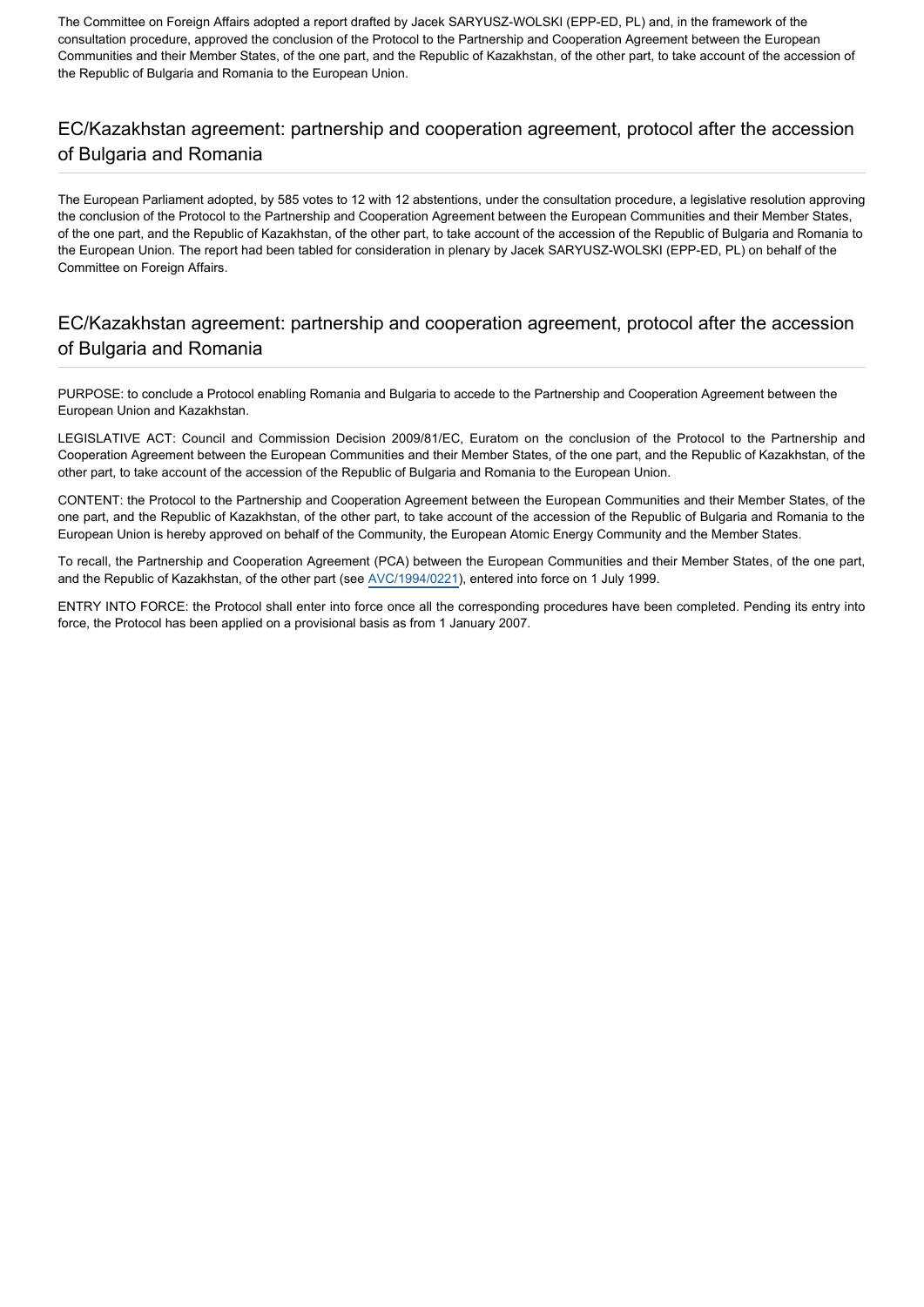The Committee on Foreign Affairs adopted a report drafted by Jacek SARYUSZ-WOLSKI (EPP-ED, PL) and, in the framework of the consultation procedure, approved the conclusion of the Protocol to the Partnership and Cooperation Agreement between the European Communities and their Member States, of the one part, and the Republic of Kazakhstan, of the other part, to take account of the accession of the Republic of Bulgaria and Romania to the European Union.

## EC/Kazakhstan agreement: partnership and cooperation agreement, protocol after the accession of Bulgaria and Romania

The European Parliament adopted, by 585 votes to 12 with 12 abstentions, under the consultation procedure, a legislative resolution approving the conclusion of the Protocol to the Partnership and Cooperation Agreement between the European Communities and their Member States, of the one part, and the Republic of Kazakhstan, of the other part, to take account of the accession of the Republic of Bulgaria and Romania to the European Union. The report had been tabled for consideration in plenary by Jacek SARYUSZ-WOLSKI (EPP-ED, PL) on behalf of the Committee on Foreign Affairs.

## EC/Kazakhstan agreement: partnership and cooperation agreement, protocol after the accession of Bulgaria and Romania

PURPOSE: to conclude a Protocol enabling Romania and Bulgaria to accede to the Partnership and Cooperation Agreement between the European Union and Kazakhstan.

LEGISLATIVE ACT: Council and Commission Decision 2009/81/EC, Euratom on the conclusion of the Protocol to the Partnership and Cooperation Agreement between the European Communities and their Member States, of the one part, and the Republic of Kazakhstan, of the other part, to take account of the accession of the Republic of Bulgaria and Romania to the European Union.

CONTENT: the Protocol to the Partnership and Cooperation Agreement between the European Communities and their Member States, of the one part, and the Republic of Kazakhstan, of the other part, to take account of the accession of the Republic of Bulgaria and Romania to the European Union is hereby approved on behalf of the Community, the European Atomic Energy Community and the Member States.

To recall, the Partnership and Cooperation Agreement (PCA) between the European Communities and their Member States, of the one part, and the Republic of Kazakhstan, of the other part (see AVC/1994/0221), entered into force on 1 July 1999.

ENTRY INTO FORCE: the Protocol shall enter into force once all the corresponding procedures have been completed. Pending its entry into force, the Protocol has been applied on a provisional basis as from 1 January 2007.